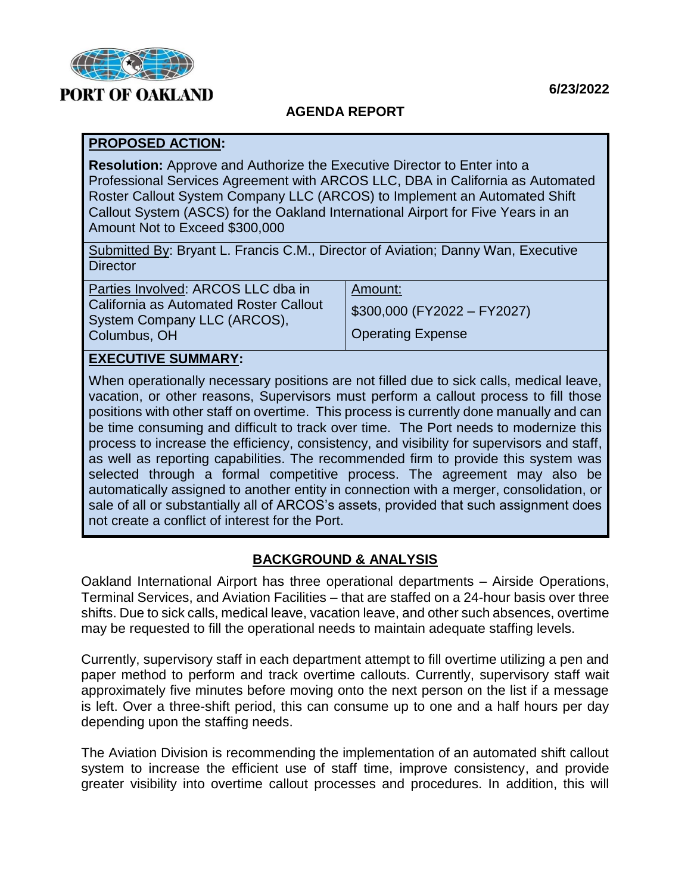PORT OF OAKLAND

6/23/2022

## AGENDA REPORT

**PROPOSED ACTION:**

**Resolution:** Approve and Authorize the Executive Director to Enter into a Professional Services Agreement with ARCOS LLC, DBA in California as Automated Roster Callout System Company LLC (ARCOS) to Implement an Automated Shift Callout System (ASCS) for the Oakland International Airport for Five Years in an Amount Not to Exceed $300,000

Submitted By: Bryant L. Francis C.M., Director of Aviation; Danny Wan, Executive Director

| Parties Involved: ARCOS LLC dba in California as Automated Roster Callout System Company LLC (ARCOS), Columbus, OH | Amount: $300,000 (FY2022 – FY2027) Operating Expense |
|---|---|

**EXECUTIVE SUMMARY:**

When operationally necessary positions are not filled due to sick calls, medical leave, vacation, or other reasons, Supervisors must perform a callout process to fill those positions with other staff on overtime. This process is currently done manually and can be time consuming and difficult to track over time. The Port needs to modernize this process to increase the efficiency, consistency, and visibility for supervisors and staff, as well as reporting capabilities. The recommended firm to provide this system was selected through a formal competitive process. The agreement may also be automatically assigned to another entity in connection with a merger, consolidation, or sale of all or substantially all of ARCOS's assets, provided that such assignment does not create a conflict of interest for the Port.

## BACKGROUND & ANALYSIS

Oakland International Airport has three operational departments – Airside Operations, Terminal Services, and Aviation Facilities – that are staffed on a 24-hour basis over three shifts. Due to sick calls, medical leave, vacation leave, and other such absences, overtime may be requested to fill the operational needs to maintain adequate staffing levels.

Currently, supervisory staff in each department attempt to fill overtime utilizing a pen and paper method to perform and track overtime callouts. Currently, supervisory staff wait approximately five minutes before moving onto the next person on the list if a message is left. Over a three-shift period, this can consume up to one and a half hours per day depending upon the staffing needs.

The Aviation Division is recommending the implementation of an automated shift callout system to increase the efficient use of staff time, improve consistency, and provide greater visibility into overtime callout processes and procedures. In addition, this will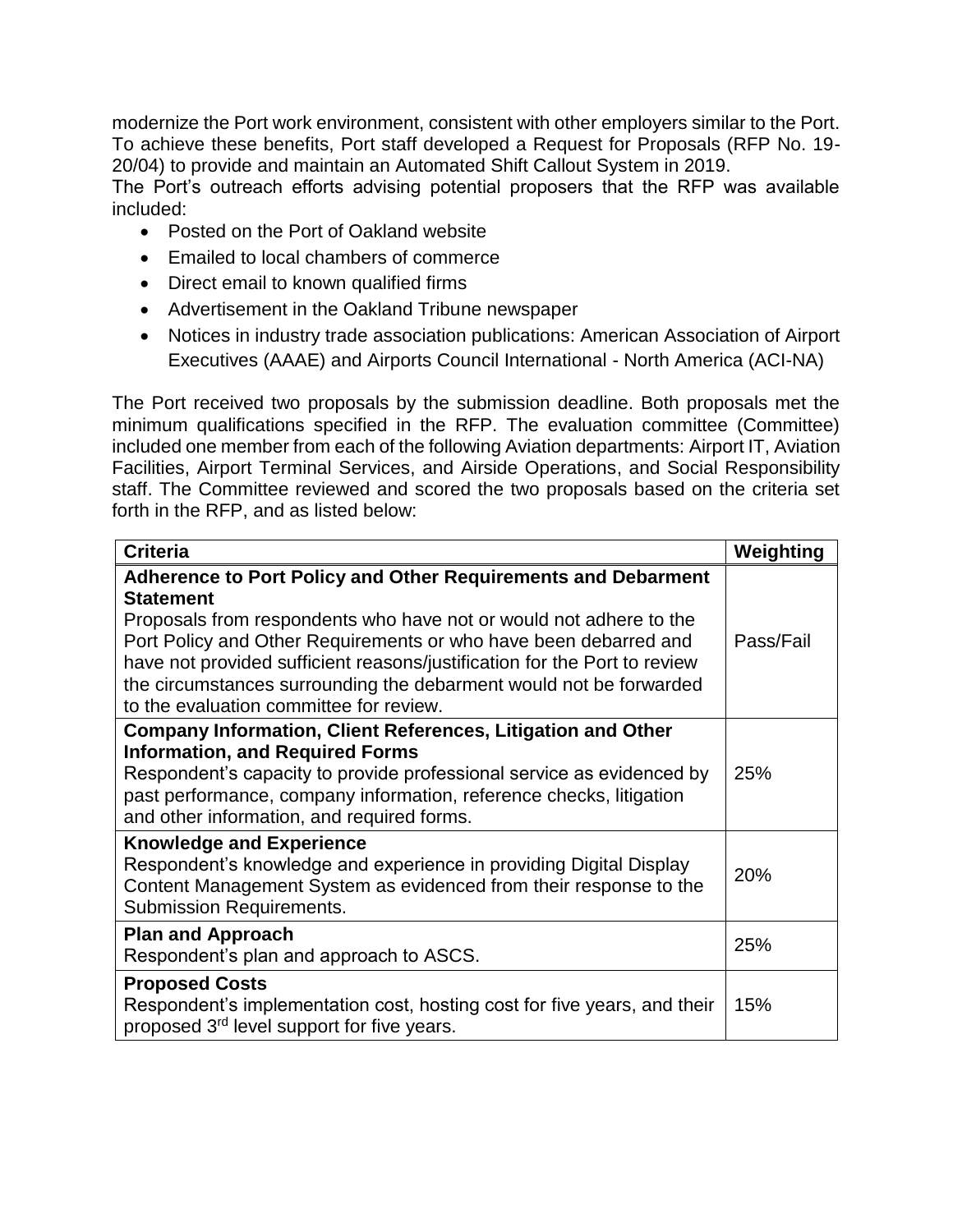modernize the Port work environment, consistent with other employers similar to the Port. To achieve these benefits, Port staff developed a Request for Proposals (RFP No. 19-20/04) to provide and maintain an Automated Shift Callout System in 2019.

The Port's outreach efforts advising potential proposers that the RFP was available included:

- Posted on the Port of Oakland website
- Emailed to local chambers of commerce
- Direct email to known qualified firms
- Advertisement in the Oakland Tribune newspaper
- Notices in industry trade association publications: American Association of Airport Executives (AAAE) and Airports Council International - North America (ACI-NA)

The Port received two proposals by the submission deadline. Both proposals met the minimum qualifications specified in the RFP. The evaluation committee (Committee) included one member from each of the following Aviation departments: Airport IT, Aviation Facilities, Airport Terminal Services, and Airside Operations, and Social Responsibility staff. The Committee reviewed and scored the two proposals based on the criteria set forth in the RFP, and as listed below:

| Criteria | Weighting |
| --- | --- |
| **Adherence to Port Policy and Other Requirements and Debarment Statement**<br>Proposals from respondents who have not or would not adhere to the Port Policy and Other Requirements or who have been debarred and have not provided sufficient reasons/justification for the Port to review the circumstances surrounding the debarment would not be forwarded to the evaluation committee for review. | Pass/Fail |
| **Company Information, Client References, Litigation and Other Information, and Required Forms**<br>Respondent's capacity to provide professional service as evidenced by past performance, company information, reference checks, litigation and other information, and required forms. | 25% |
| **Knowledge and Experience**<br>Respondent's knowledge and experience in providing Digital Display Content Management System as evidenced from their response to the Submission Requirements. | 20% |
| **Plan and Approach**<br>Respondent's plan and approach to ASCS. | 25% |
| **Proposed Costs**<br>Respondent's implementation cost, hosting cost for five years, and their proposed 3rd level support for five years. | 15% |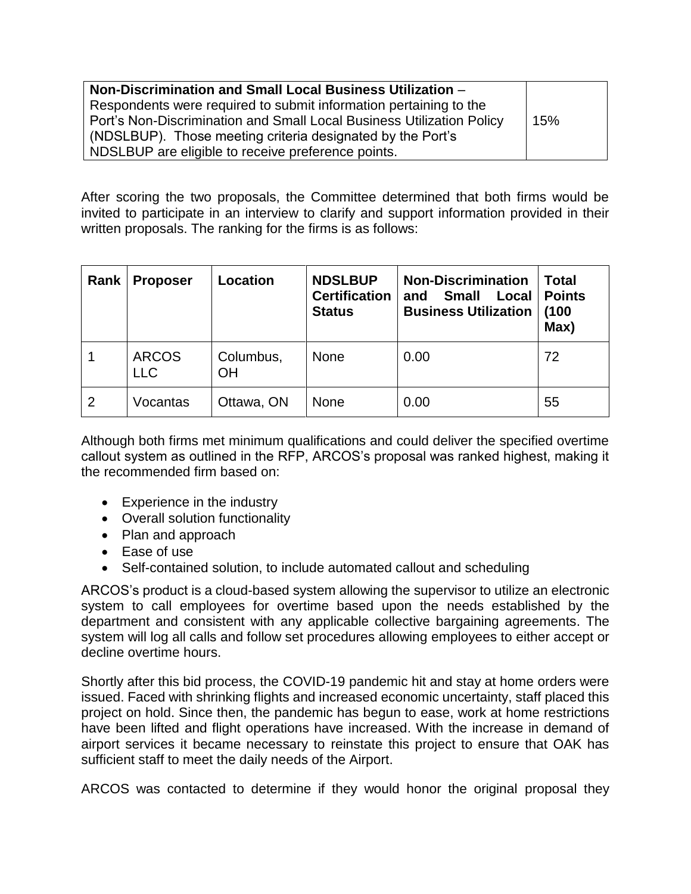| **Non-Discrimination and Small Local Business Utilization** – Respondents were required to submit information pertaining to the Port's Non-Discrimination and Small Local Business Utilization Policy (NDSLBUP). Those meeting criteria designated by the Port's NDSLBUP are eligible to receive preference points. | 15% |
|---|---|

After scoring the two proposals, the Committee determined that both firms would be invited to participate in an interview to clarify and support information provided in their written proposals. The ranking for the firms is as follows:

| Rank | Proposer | Location | NDSLBUP Certification Status | Non-Discrimination and Small Local Business Utilization | Total Points (100 Max) |
|---|---|---|---|---|---|
| 1 | ARCOS LLC | Columbus, OH | None | 0.00 | 72 |
| 2 | Vocantas | Ottawa, ON | None | 0.00 | 55 |

Although both firms met minimum qualifications and could deliver the specified overtime callout system as outlined in the RFP, ARCOS's proposal was ranked highest, making it the recommended firm based on:

- Experience in the industry
- Overall solution functionality
- Plan and approach
- Ease of use
- Self-contained solution, to include automated callout and scheduling

ARCOS's product is a cloud-based system allowing the supervisor to utilize an electronic system to call employees for overtime based upon the needs established by the department and consistent with any applicable collective bargaining agreements. The system will log all calls and follow set procedures allowing employees to either accept or decline overtime hours.

Shortly after this bid process, the COVID-19 pandemic hit and stay at home orders were issued. Faced with shrinking flights and increased economic uncertainty, staff placed this project on hold. Since then, the pandemic has begun to ease, work at home restrictions have been lifted and flight operations have increased. With the increase in demand of airport services it became necessary to reinstate this project to ensure that OAK has sufficient staff to meet the daily needs of the Airport.

ARCOS was contacted to determine if they would honor the original proposal they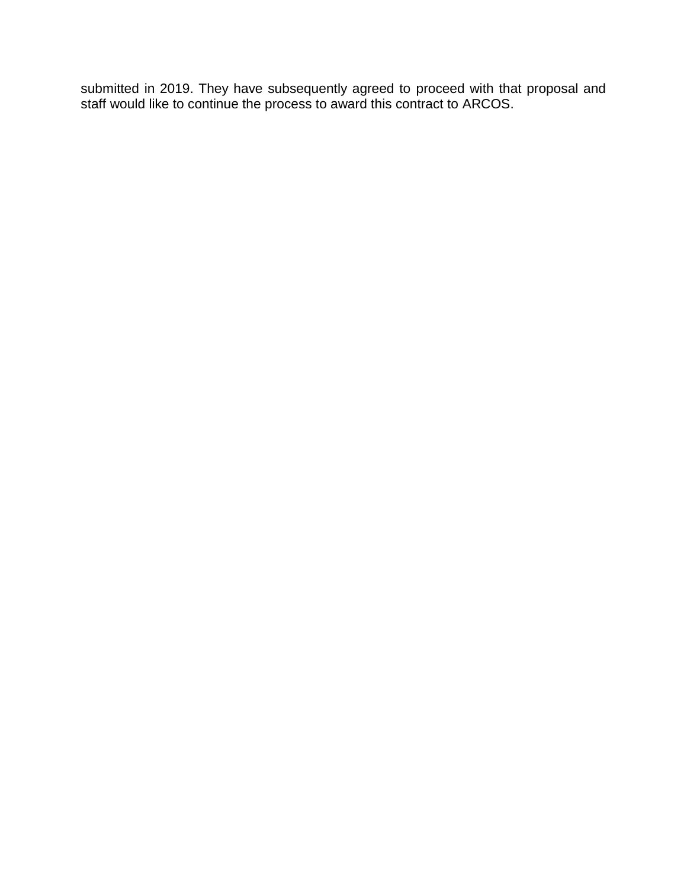submitted in 2019. They have subsequently agreed to proceed with that proposal and staff would like to continue the process to award this contract to ARCOS.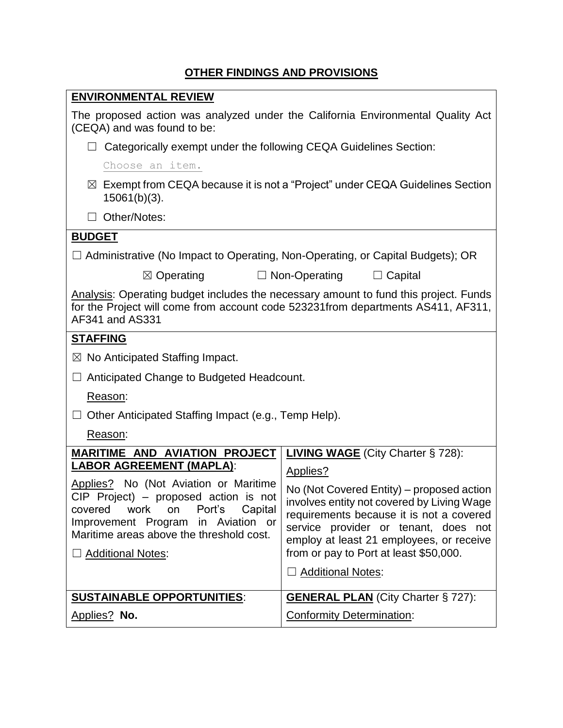# OTHER FINDINGS AND PROVISIONS

**ENVIRONMENTAL REVIEW**

The proposed action was analyzed under the California Environmental Quality Act (CEQA) and was found to be:

☐ Categorically exempt under the following CEQA Guidelines Section:

Choose an item.

☒ Exempt from CEQA because it is not a "Project" under CEQA Guidelines Section 15061(b)(3).

☐ Other/Notes:

**BUDGET**

☐ Administrative (No Impact to Operating, Non-Operating, or Capital Budgets); OR

☒ Operating ☐ Non-Operating ☐ Capital

Analysis: Operating budget includes the necessary amount to fund this project. Funds for the Project will come from account code 523231from departments AS411, AF311, AF341 and AS331

**STAFFING**

☒ No Anticipated Staffing Impact.

☐ Anticipated Change to Budgeted Headcount.

Reason:

☐ Other Anticipated Staffing Impact (e.g., Temp Help).

Reason:

| **MARITIME AND AVIATION PROJECT LABOR AGREEMENT (MAPLA)**: | **LIVING WAGE** (City Charter § 728): |
|---|---|
| Applies? No (Not Aviation or Maritime CIP Project) – proposed action is not covered work on Port's Capital Improvement Program in Aviation or Maritime areas above the threshold cost.<br><br>☐ Additional Notes: | Applies?<br><br>No (Not Covered Entity) – proposed action involves entity not covered by Living Wage requirements because it is not a covered service provider or tenant, does not employ at least 21 employees, or receive from or pay to Port at least \$50,000.<br><br>☐ Additional Notes: |
| **SUSTAINABLE OPPORTUNITIES**: | **GENERAL PLAN** (City Charter § 727): |
| Applies? **No.** | Conformity Determination: |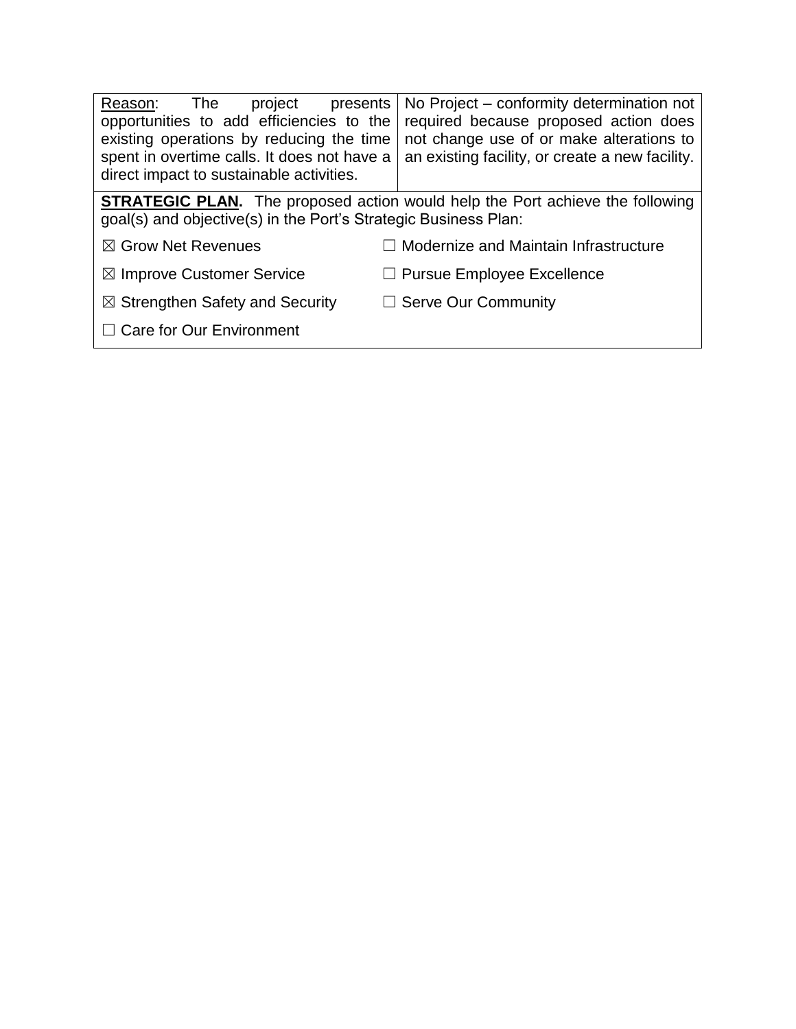| | |
|---|---|
| Reason: The project presents opportunities to add efficiencies to the existing operations by reducing the time spent in overtime calls. It does not have a direct impact to sustainable activities. | No Project – conformity determination not required because proposed action does not change use of or make alterations to an existing facility, or create a new facility. |

**STRATEGIC PLAN.** The proposed action would help the Port achieve the following goal(s) and objective(s) in the Port's Strategic Business Plan:

☒ Grow Net Revenues

☒ Improve Customer Service

☒ Strengthen Safety and Security

☐ Care for Our Environment

☐ Modernize and Maintain Infrastructure

☐ Pursue Employee Excellence

☐ Serve Our Community